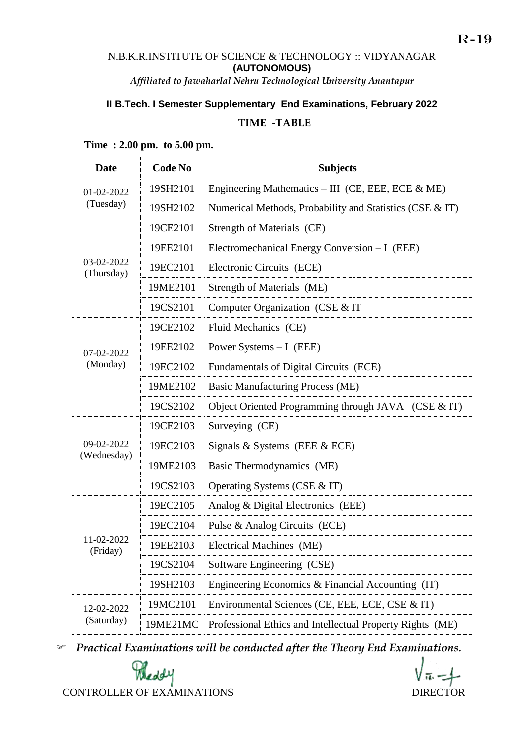R-19

N.B.K.R.INSTITUTE OF SCIENCE & TECHNOLOGY :: VIDYANAGAR
**(AUTONOMOUS)**
*Affiliated to Jawaharlal Nehru Technological University Anantapur*

**II B.Tech. I Semester Supplementary End Examinations, February 2022**

**TIME -TABLE**

**Time : 2.00 pm. to 5.00 pm.**

| Date | Code No | Subjects |
|---|---|---|
| 01-02-2022 (Tuesday) | 19SH2101 | Engineering Mathematics – III (CE, EEE, ECE & ME) |
| | 19SH2102 | Numerical Methods, Probability and Statistics (CSE & IT) |
| 03-02-2022 (Thursday) | 19CE2101 | Strength of Materials (CE) |
| | 19EE2101 | Electromechanical Energy Conversion – I (EEE) |
| | 19EC2101 | Electronic Circuits (ECE) |
| | 19ME2101 | Strength of Materials (ME) |
| | 19CS2101 | Computer Organization (CSE & IT |
| 07-02-2022 (Monday) | 19CE2102 | Fluid Mechanics (CE) |
| | 19EE2102 | Power Systems – I (EEE) |
| | 19EC2102 | Fundamentals of Digital Circuits (ECE) |
| | 19ME2102 | Basic Manufacturing Process (ME) |
| | 19CS2102 | Object Oriented Programming through JAVA (CSE & IT) |
| 09-02-2022 (Wednesday) | 19CE2103 | Surveying (CE) |
| | 19EC2103 | Signals & Systems (EEE & ECE) |
| | 19ME2103 | Basic Thermodynamics (ME) |
| | 19CS2103 | Operating Systems (CSE & IT) |
| 11-02-2022 (Friday) | 19EC2105 | Analog & Digital Electronics (EEE) |
| | 19EC2104 | Pulse & Analog Circuits (ECE) |
| | 19EE2103 | Electrical Machines (ME) |
| | 19CS2104 | Software Engineering (CSE) |
| | 19SH2103 | Engineering Economics & Financial Accounting (IT) |
| 12-02-2022 (Saturday) | 19MC2101 | Environmental Sciences (CE, EEE, ECE, CSE & IT) |
| | 19ME21MC | Professional Ethics and Intellectual Property Rights (ME) |

☞ ***Practical Examinations will be conducted after the Theory End Examinations.***

CONTROLLER OF EXAMINATIONS

DIRECTOR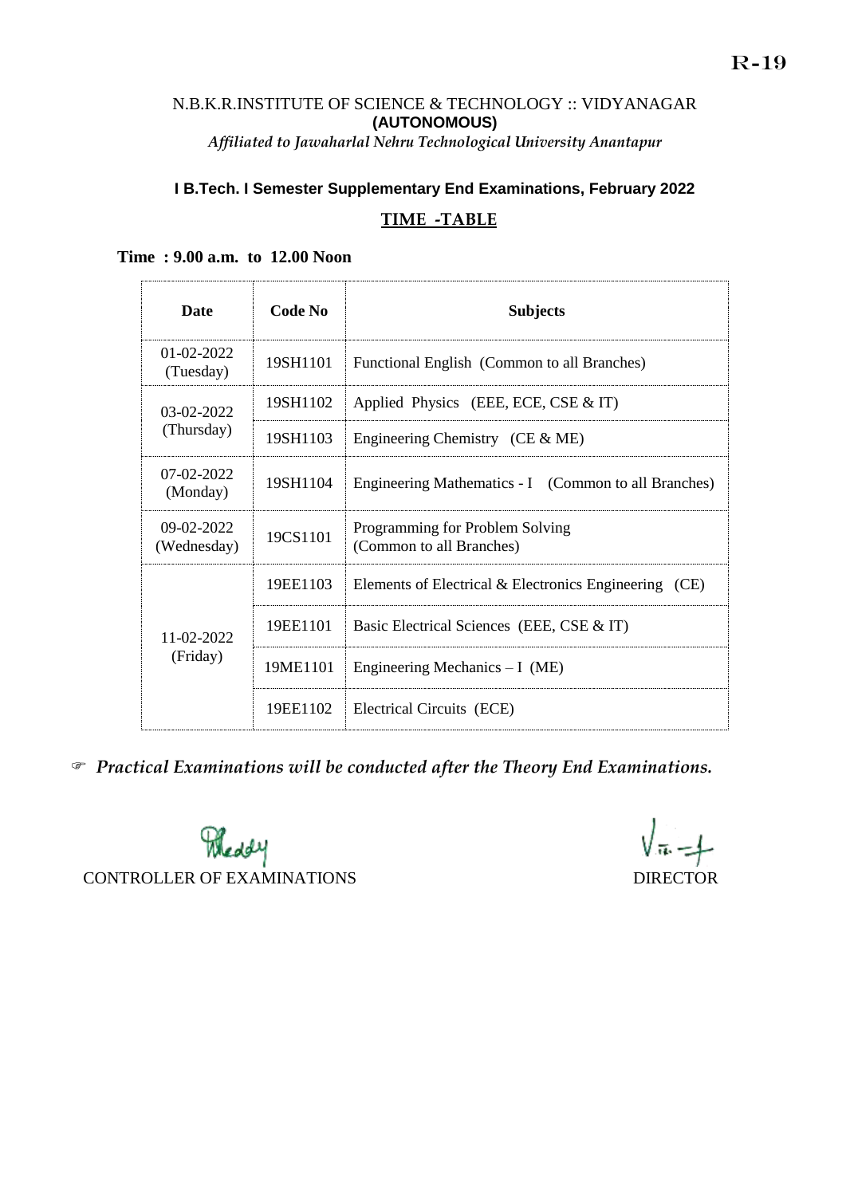R-19

N.B.K.R.INSTITUTE OF SCIENCE & TECHNOLOGY :: VIDYANAGAR

**(AUTONOMOUS)**

*Affiliated to Jawaharlal Nehru Technological University Anantapur*

## I B.Tech. I Semester Supplementary End Examinations, February 2022

## TIME -TABLE

**Time : 9.00 a.m. to 12.00 Noon**

| Date | Code No | Subjects |
|---|---|---|
| 01-02-2022 (Tuesday) | 19SH1101 | Functional English (Common to all Branches) |
| 03-02-2022 (Thursday) | 19SH1102 | Applied Physics (EEE, ECE, CSE & IT) |
| | 19SH1103 | Engineering Chemistry (CE & ME) |
| 07-02-2022 (Monday) | 19SH1104 | Engineering Mathematics - I (Common to all Branches) |
| 09-02-2022 (Wednesday) | 19CS1101 | Programming for Problem Solving (Common to all Branches) |
| 11-02-2022 (Friday) | 19EE1103 | Elements of Electrical & Electronics Engineering (CE) |
| | 19EE1101 | Basic Electrical Sciences (EEE, CSE & IT) |
| | 19ME1101 | Engineering Mechanics – I (ME) |
| | 19EE1102 | Electrical Circuits (ECE) |

☞ ***Practical Examinations will be conducted after the Theory End Examinations.***

CONTROLLER OF EXAMINATIONS

DIRECTOR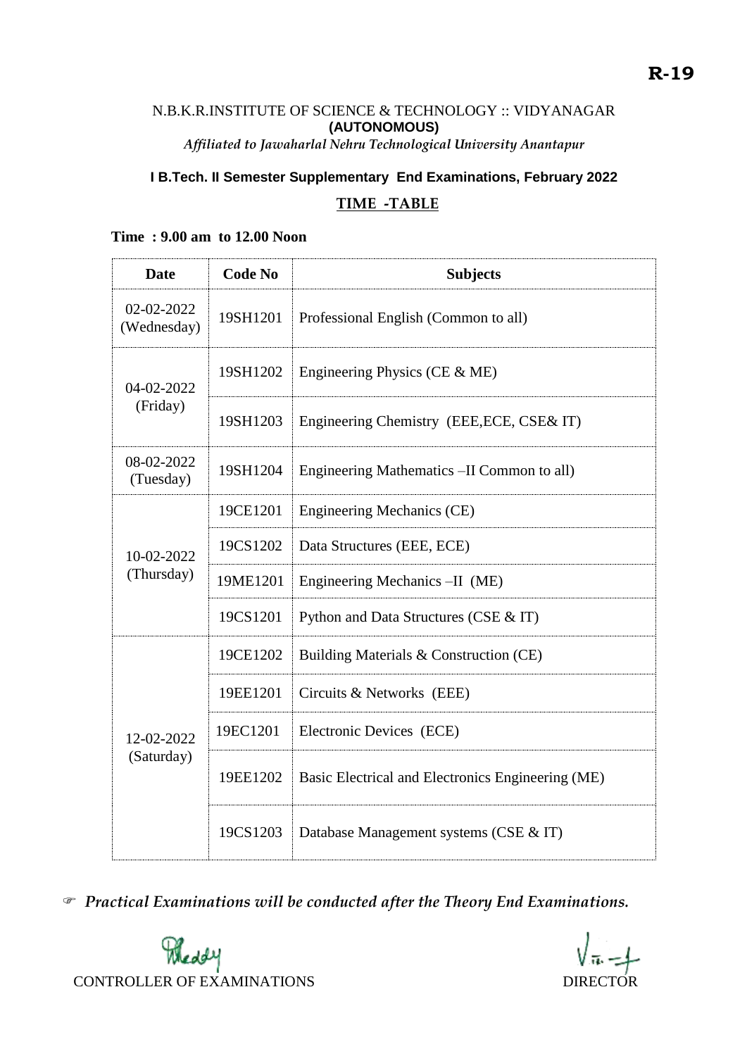**R-19**

N.B.K.R.INSTITUTE OF SCIENCE & TECHNOLOGY :: VIDYANAGAR
**(AUTONOMOUS)**
*Affiliated to Jawaharlal Nehru Technological University Anantapur*

**I B.Tech. II Semester Supplementary End Examinations, February 2022**

**TIME -TABLE**

**Time : 9.00 am to 12.00 Noon**

| Date | Code No | Subjects |
|---|---|---|
| 02-02-2022 (Wednesday) | 19SH1201 | Professional English (Common to all) |
| 04-02-2022 (Friday) | 19SH1202 | Engineering Physics (CE & ME) |
| | 19SH1203 | Engineering Chemistry (EEE,ECE, CSE& IT) |
| 08-02-2022 (Tuesday) | 19SH1204 | Engineering Mathematics –II Common to all) |
| 10-02-2022 (Thursday) | 19CE1201 | Engineering Mechanics (CE) |
| | 19CS1202 | Data Structures (EEE, ECE) |
| | 19ME1201 | Engineering Mechanics –II (ME) |
| | 19CS1201 | Python and Data Structures (CSE & IT) |
| 12-02-2022 (Saturday) | 19CE1202 | Building Materials & Construction (CE) |
| | 19EE1201 | Circuits & Networks (EEE) |
| | 19EC1201 | Electronic Devices (ECE) |
| | 19EE1202 | Basic Electrical and Electronics Engineering (ME) |
| | 19CS1203 | Database Management systems (CSE & IT) |

☞ *Practical Examinations will be conducted after the Theory End Examinations.*

CONTROLLER OF EXAMINATIONS

DIRECTOR